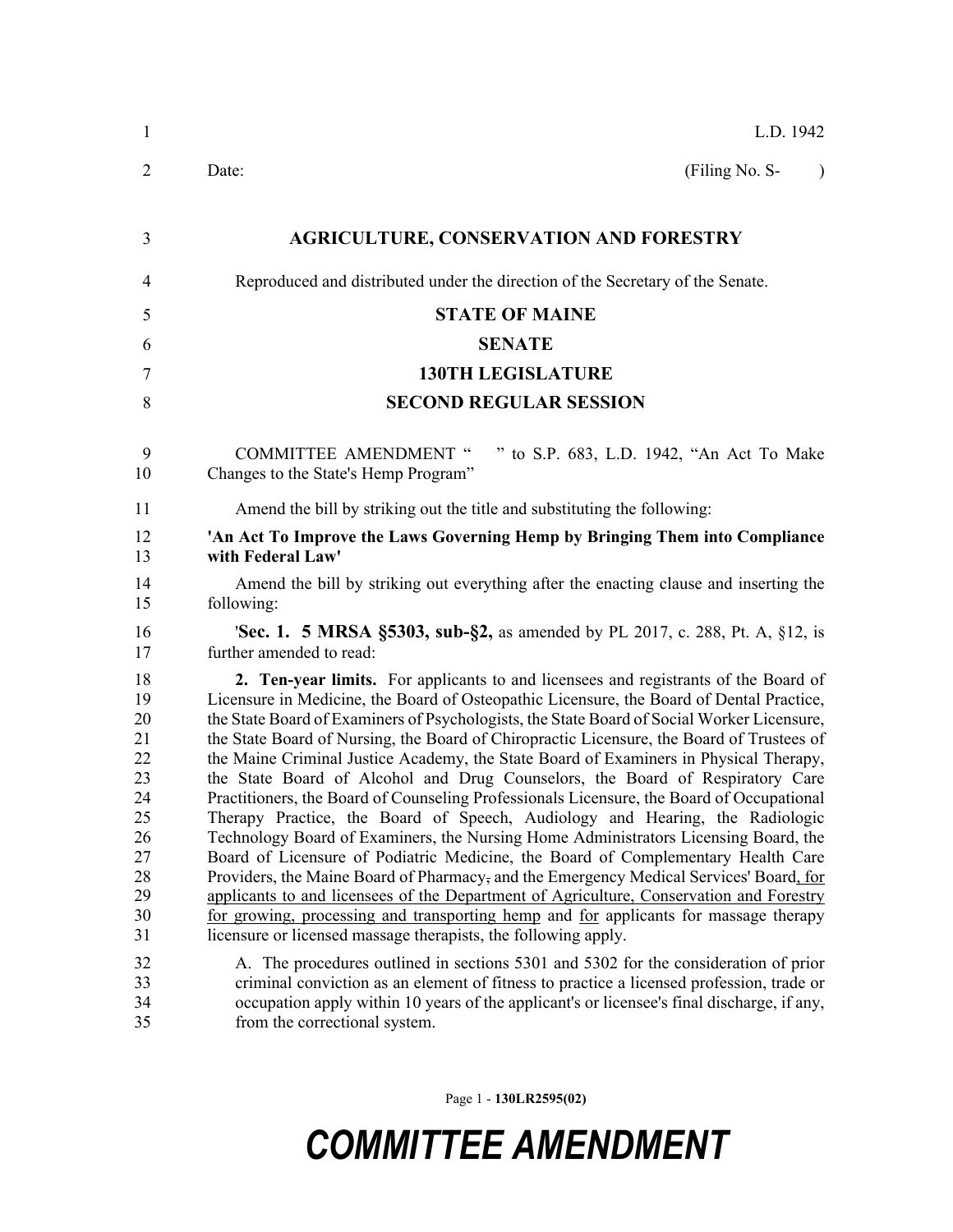L.D. 1942

Date: (Filing No. S- )

**AGRICULTURE, CONSERVATION AND FORESTRY**

Reproduced and distributed under the direction of the Secretary of the Senate.

**STATE OF MAINE**

**SENATE**

**130TH LEGISLATURE**

**SECOND REGULAR SESSION**

COMMITTEE AMENDMENT " " to S.P. 683, L.D. 1942, "An Act To Make Changes to the State's Hemp Program"

Amend the bill by striking out the title and substituting the following:

**'An Act To Improve the Laws Governing Hemp by Bringing Them into Compliance with Federal Law'**

Amend the bill by striking out everything after the enacting clause and inserting the following:

'**Sec. 1. 5 MRSA §5303, sub-§2,** as amended by PL 2017, c. 288, Pt. A, §12, is further amended to read:

**2. Ten-year limits.** For applicants to and licensees and registrants of the Board of Licensure in Medicine, the Board of Osteopathic Licensure, the Board of Dental Practice, the State Board of Examiners of Psychologists, the State Board of Social Worker Licensure, the State Board of Nursing, the Board of Chiropractic Licensure, the Board of Trustees of the Maine Criminal Justice Academy, the State Board of Examiners in Physical Therapy, the State Board of Alcohol and Drug Counselors, the Board of Respiratory Care Practitioners, the Board of Counseling Professionals Licensure, the Board of Occupational Therapy Practice, the Board of Speech, Audiology and Hearing, the Radiologic Technology Board of Examiners, the Nursing Home Administrators Licensing Board, the Board of Licensure of Podiatric Medicine, the Board of Complementary Health Care Providers, the Maine Board of Pharmacy, and the Emergency Medical Services' Board, for applicants to and licensees of the Department of Agriculture, Conservation and Forestry for growing, processing and transporting hemp and for applicants for massage therapy licensure or licensed massage therapists, the following apply.

A. The procedures outlined in sections 5301 and 5302 for the consideration of prior criminal conviction as an element of fitness to practice a licensed profession, trade or occupation apply within 10 years of the applicant's or licensee's final discharge, if any, from the correctional system.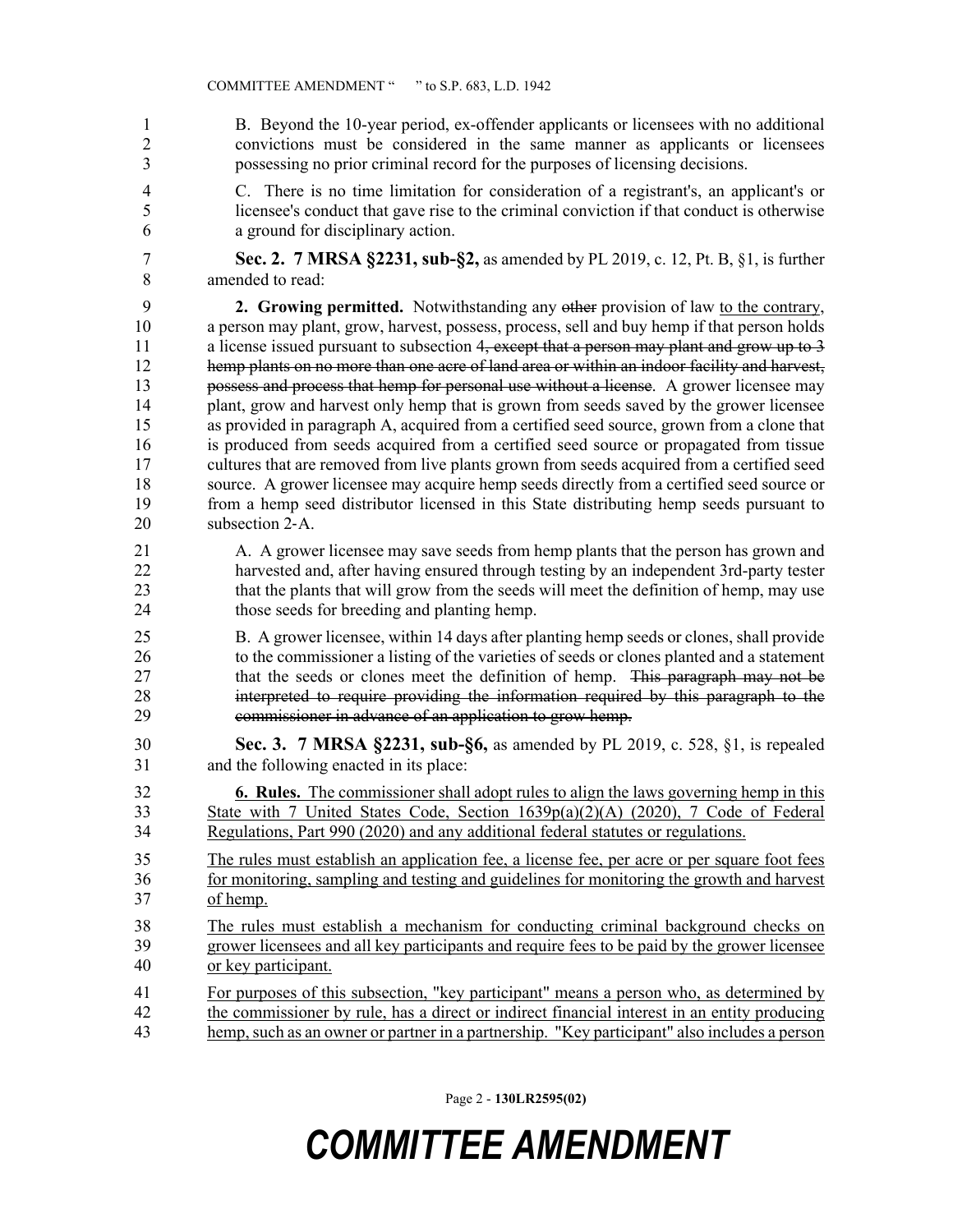B. Beyond the 10-year period, ex-offender applicants or licensees with no additional convictions must be considered in the same manner as applicants or licensees possessing no prior criminal record for the purposes of licensing decisions.

C. There is no time limitation for consideration of a registrant's, an applicant's or licensee's conduct that gave rise to the criminal conviction if that conduct is otherwise a ground for disciplinary action.

**Sec. 2. 7 MRSA §2231, sub-§2,** as amended by PL 2019, c. 12, Pt. B, §1, is further amended to read:

**2. Growing permitted.** Notwithstanding any ~~other~~ provision of law <u>to the contrary</u>, a person may plant, grow, harvest, possess, process, sell and buy hemp if that person holds a license issued pursuant to subsection 4~~, except that a person may plant and grow up to 3 hemp plants on no more than one acre of land area or within an indoor facility and harvest, possess and process that hemp for personal use without a license~~. A grower licensee may plant, grow and harvest only hemp that is grown from seeds saved by the grower licensee as provided in paragraph A, acquired from a certified seed source, grown from a clone that is produced from seeds acquired from a certified seed source or propagated from tissue cultures that are removed from live plants grown from seeds acquired from a certified seed source. A grower licensee may acquire hemp seeds directly from a certified seed source or from a hemp seed distributor licensed in this State distributing hemp seeds pursuant to subsection 2-A.

A. A grower licensee may save seeds from hemp plants that the person has grown and harvested and, after having ensured through testing by an independent 3rd-party tester that the plants that will grow from the seeds will meet the definition of hemp, may use those seeds for breeding and planting hemp.

B. A grower licensee, within 14 days after planting hemp seeds or clones, shall provide to the commissioner a listing of the varieties of seeds or clones planted and a statement that the seeds or clones meet the definition of hemp. ~~This paragraph may not be interpreted to require providing the information required by this paragraph to the commissioner in advance of an application to grow hemp.~~

**Sec. 3. 7 MRSA §2231, sub-§6,** as amended by PL 2019, c. 528, §1, is repealed and the following enacted in its place:

<u>**6. Rules.** The commissioner shall adopt rules to align the laws governing hemp in this State with 7 United States Code, Section 1639p(a)(2)(A) (2020), 7 Code of Federal Regulations, Part 990 (2020) and any additional federal statutes or regulations.</u>

<u>The rules must establish an application fee, a license fee, per acre or per square foot fees for monitoring, sampling and testing and guidelines for monitoring the growth and harvest of hemp.</u>

<u>The rules must establish a mechanism for conducting criminal background checks on grower licensees and all key participants and require fees to be paid by the grower licensee or key participant.</u>

<u>For purposes of this subsection, "key participant" means a person who, as determined by the commissioner by rule, has a direct or indirect financial interest in an entity producing hemp, such as an owner or partner in a partnership. "Key participant" also includes a person</u>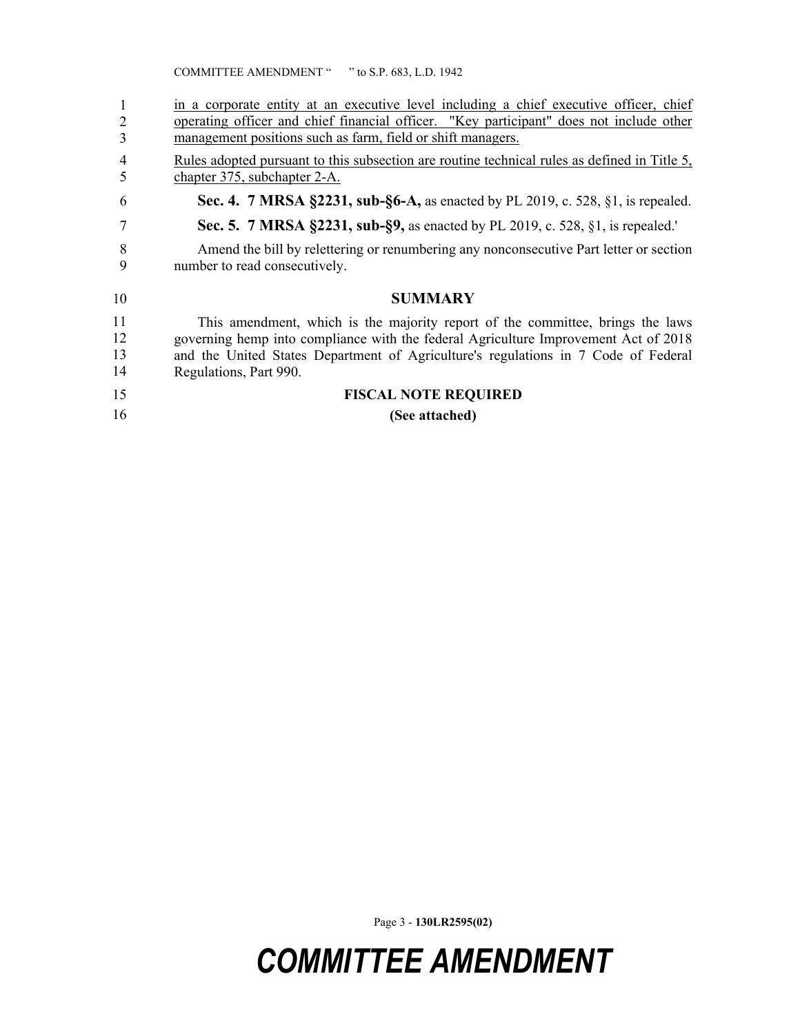in a corporate entity at an executive level including a chief executive officer, chief operating officer and chief financial officer. "Key participant" does not include other management positions such as farm, field or shift managers.

Rules adopted pursuant to this subsection are routine technical rules as defined in Title 5, chapter 375, subchapter 2-A.

**Sec. 4. 7 MRSA §2231, sub-§6-A,** as enacted by PL 2019, c. 528, §1, is repealed.

**Sec. 5. 7 MRSA §2231, sub-§9,** as enacted by PL 2019, c. 528, §1, is repealed.'

Amend the bill by relettering or renumbering any nonconsecutive Part letter or section number to read consecutively.

## SUMMARY

This amendment, which is the majority report of the committee, brings the laws governing hemp into compliance with the federal Agriculture Improvement Act of 2018 and the United States Department of Agriculture's regulations in 7 Code of Federal Regulations, Part 990.

**FISCAL NOTE REQUIRED**

**(See attached)**